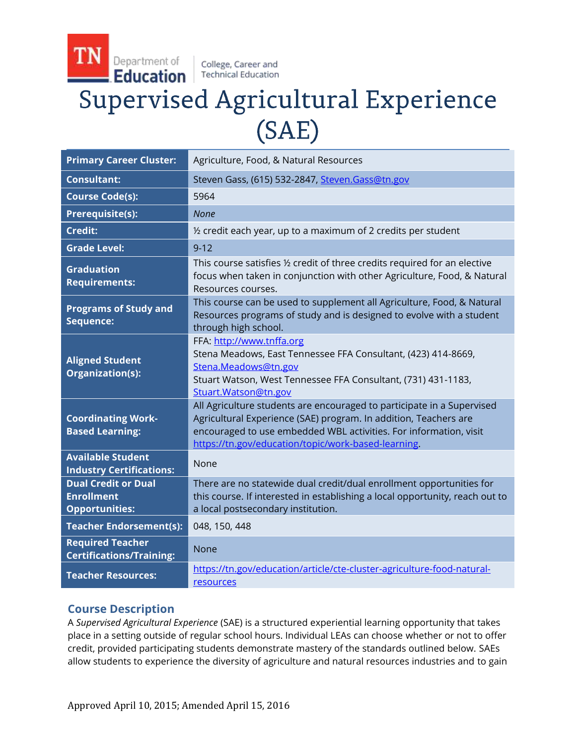TN Department of Education | College, Career and Technical Education

# Supervised Agricultural Experience (SAE)

| | |
|---|---|
| **Primary Career Cluster:** | Agriculture, Food, & Natural Resources |
| **Consultant:** | Steven Gass, (615) 532-2847, Steven.Gass@tn.gov |
| **Course Code(s):** | 5964 |
| **Prerequisite(s):** | *None* |
| **Credit:** | ½ credit each year, up to a maximum of 2 credits per student |
| **Grade Level:** | 9-12 |
| **Graduation Requirements:** | This course satisfies ½ credit of three credits required for an elective focus when taken in conjunction with other Agriculture, Food, & Natural Resources courses. |
| **Programs of Study and Sequence:** | This course can be used to supplement all Agriculture, Food, & Natural Resources programs of study and is designed to evolve with a student through high school. |
| **Aligned Student Organization(s):** | FFA: http://www.tnffa.org<br>Stena Meadows, East Tennessee FFA Consultant, (423) 414-8669, Stena.Meadows@tn.gov<br>Stuart Watson, West Tennessee FFA Consultant, (731) 431-1183, Stuart.Watson@tn.gov |
| **Coordinating Work-Based Learning:** | All Agriculture students are encouraged to participate in a Supervised Agricultural Experience (SAE) program. In addition, Teachers are encouraged to use embedded WBL activities. For information, visit https://tn.gov/education/topic/work-based-learning. |
| **Available Student Industry Certifications:** | None |
| **Dual Credit or Dual Enrollment Opportunities:** | There are no statewide dual credit/dual enrollment opportunities for this course. If interested in establishing a local opportunity, reach out to a local postsecondary institution. |
| **Teacher Endorsement(s):** | 048, 150, 448 |
| **Required Teacher Certifications/Training:** | None |
| **Teacher Resources:** | https://tn.gov/education/article/cte-cluster-agriculture-food-natural-resources |

## Course Description

A *Supervised Agricultural Experience* (SAE) is a structured experiential learning opportunity that takes place in a setting outside of regular school hours. Individual LEAs can choose whether or not to offer credit, provided participating students demonstrate mastery of the standards outlined below. SAEs allow students to experience the diversity of agriculture and natural resources industries and to gain

Approved April 10, 2015; Amended April 15, 2016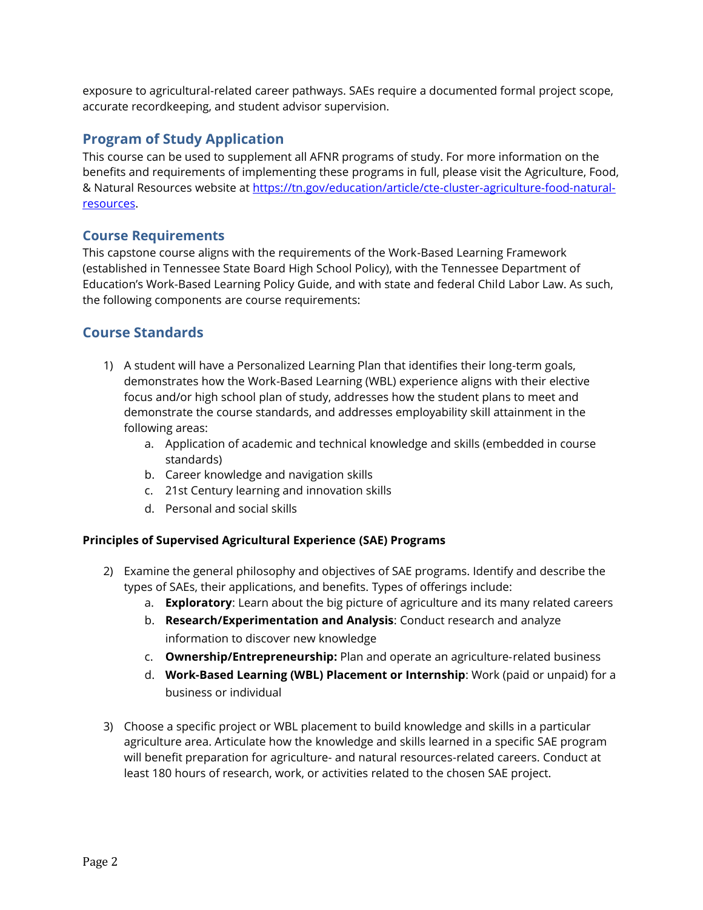exposure to agricultural-related career pathways. SAEs require a documented formal project scope, accurate recordkeeping, and student advisor supervision.

## Program of Study Application

This course can be used to supplement all AFNR programs of study. For more information on the benefits and requirements of implementing these programs in full, please visit the Agriculture, Food, & Natural Resources website at [https://tn.gov/education/article/cte-cluster-agriculture-food-natural-resources](https://tn.gov/education/article/cte-cluster-agriculture-food-natural-resources).

## Course Requirements

This capstone course aligns with the requirements of the Work-Based Learning Framework (established in Tennessee State Board High School Policy), with the Tennessee Department of Education's Work-Based Learning Policy Guide, and with state and federal Child Labor Law. As such, the following components are course requirements:

## Course Standards

1) A student will have a Personalized Learning Plan that identifies their long-term goals, demonstrates how the Work-Based Learning (WBL) experience aligns with their elective focus and/or high school plan of study, addresses how the student plans to meet and demonstrate the course standards, and addresses employability skill attainment in the following areas:
    a. Application of academic and technical knowledge and skills (embedded in course standards)
    b. Career knowledge and navigation skills
    c. 21st Century learning and innovation skills
    d. Personal and social skills

**Principles of Supervised Agricultural Experience (SAE) Programs**

2) Examine the general philosophy and objectives of SAE programs. Identify and describe the types of SAEs, their applications, and benefits. Types of offerings include:
    a. **Exploratory**: Learn about the big picture of agriculture and its many related careers
    b. **Research/Experimentation and Analysis**: Conduct research and analyze information to discover new knowledge
    c. **Ownership/Entrepreneurship:** Plan and operate an agriculture-related business
    d. **Work-Based Learning (WBL) Placement or Internship**: Work (paid or unpaid) for a business or individual

3) Choose a specific project or WBL placement to build knowledge and skills in a particular agriculture area. Articulate how the knowledge and skills learned in a specific SAE program will benefit preparation for agriculture- and natural resources-related careers. Conduct at least 180 hours of research, work, or activities related to the chosen SAE project.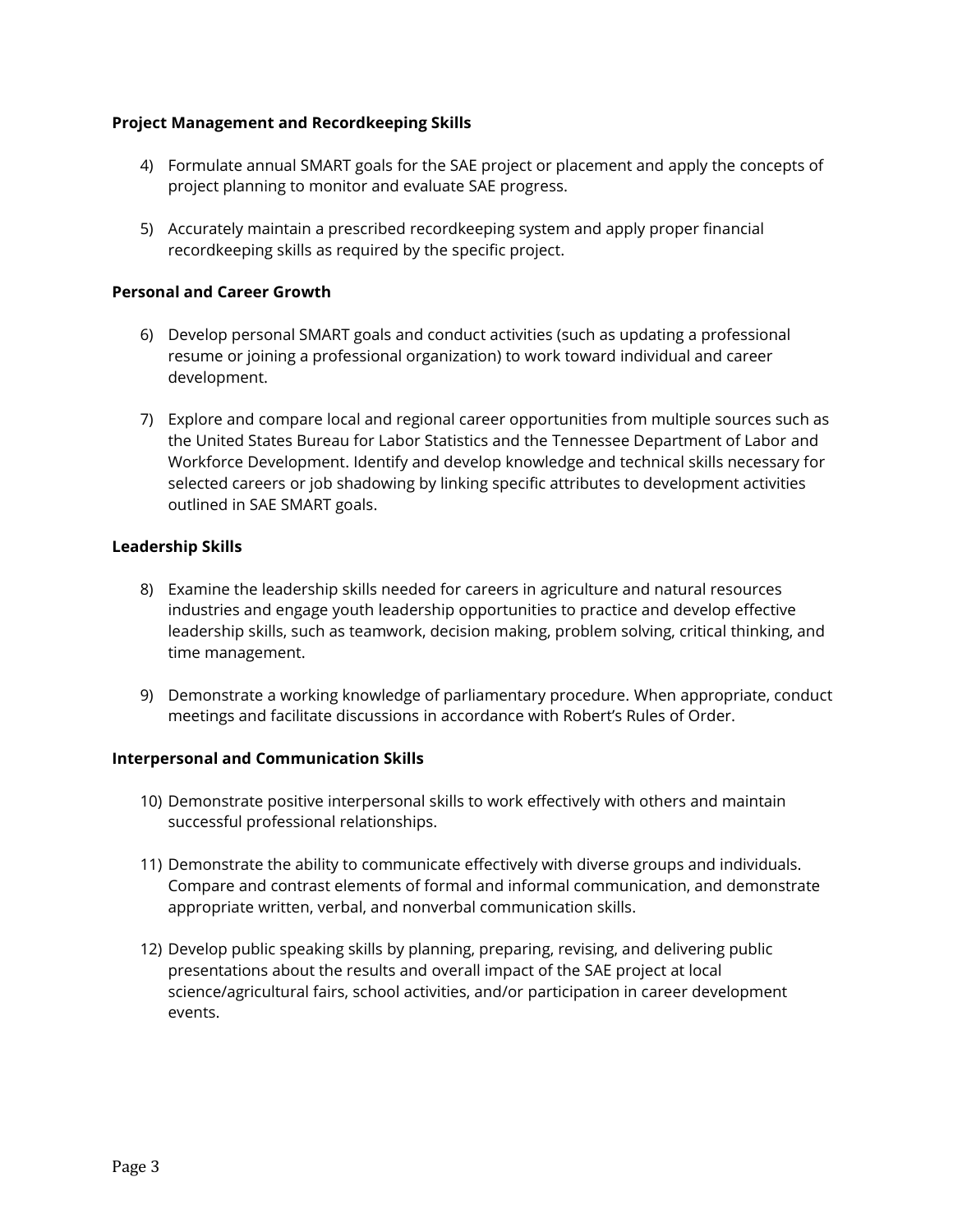**Project Management and Recordkeeping Skills**

4) Formulate annual SMART goals for the SAE project or placement and apply the concepts of project planning to monitor and evaluate SAE progress.

5) Accurately maintain a prescribed recordkeeping system and apply proper financial recordkeeping skills as required by the specific project.

**Personal and Career Growth**

6) Develop personal SMART goals and conduct activities (such as updating a professional resume or joining a professional organization) to work toward individual and career development.

7) Explore and compare local and regional career opportunities from multiple sources such as the United States Bureau for Labor Statistics and the Tennessee Department of Labor and Workforce Development. Identify and develop knowledge and technical skills necessary for selected careers or job shadowing by linking specific attributes to development activities outlined in SAE SMART goals.

**Leadership Skills**

8) Examine the leadership skills needed for careers in agriculture and natural resources industries and engage youth leadership opportunities to practice and develop effective leadership skills, such as teamwork, decision making, problem solving, critical thinking, and time management.

9) Demonstrate a working knowledge of parliamentary procedure. When appropriate, conduct meetings and facilitate discussions in accordance with Robert's Rules of Order.

**Interpersonal and Communication Skills**

10) Demonstrate positive interpersonal skills to work effectively with others and maintain successful professional relationships.

11) Demonstrate the ability to communicate effectively with diverse groups and individuals. Compare and contrast elements of formal and informal communication, and demonstrate appropriate written, verbal, and nonverbal communication skills.

12) Develop public speaking skills by planning, preparing, revising, and delivering public presentations about the results and overall impact of the SAE project at local science/agricultural fairs, school activities, and/or participation in career development events.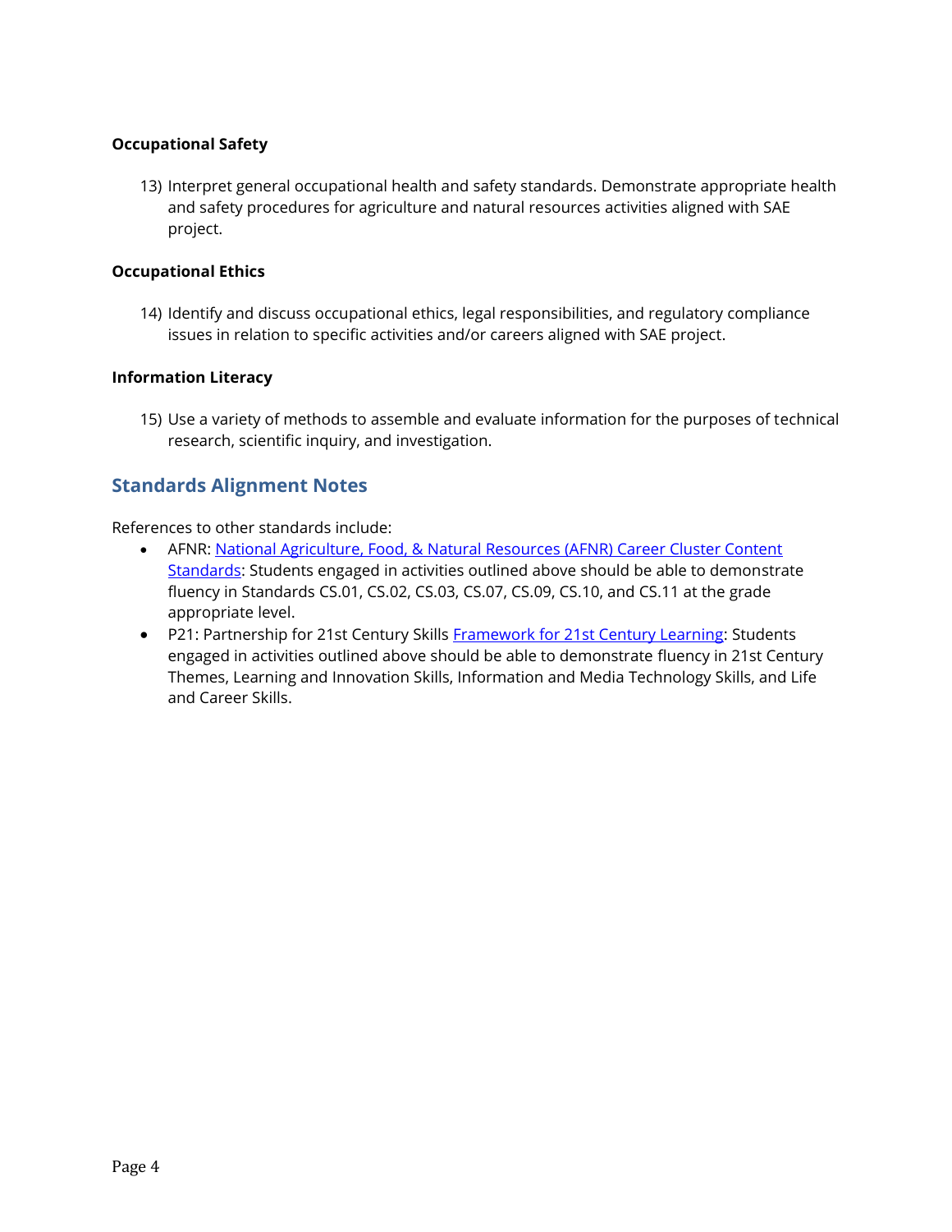**Occupational Safety**

13) Interpret general occupational health and safety standards. Demonstrate appropriate health and safety procedures for agriculture and natural resources activities aligned with SAE project.

**Occupational Ethics**

14) Identify and discuss occupational ethics, legal responsibilities, and regulatory compliance issues in relation to specific activities and/or careers aligned with SAE project.

**Information Literacy**

15) Use a variety of methods to assemble and evaluate information for the purposes of technical research, scientific inquiry, and investigation.

## Standards Alignment Notes

References to other standards include:

- AFNR: National Agriculture, Food, & Natural Resources (AFNR) Career Cluster Content Standards: Students engaged in activities outlined above should be able to demonstrate fluency in Standards CS.01, CS.02, CS.03, CS.07, CS.09, CS.10, and CS.11 at the grade appropriate level.
- P21: Partnership for 21st Century Skills Framework for 21st Century Learning: Students engaged in activities outlined above should be able to demonstrate fluency in 21st Century Themes, Learning and Innovation Skills, Information and Media Technology Skills, and Life and Career Skills.